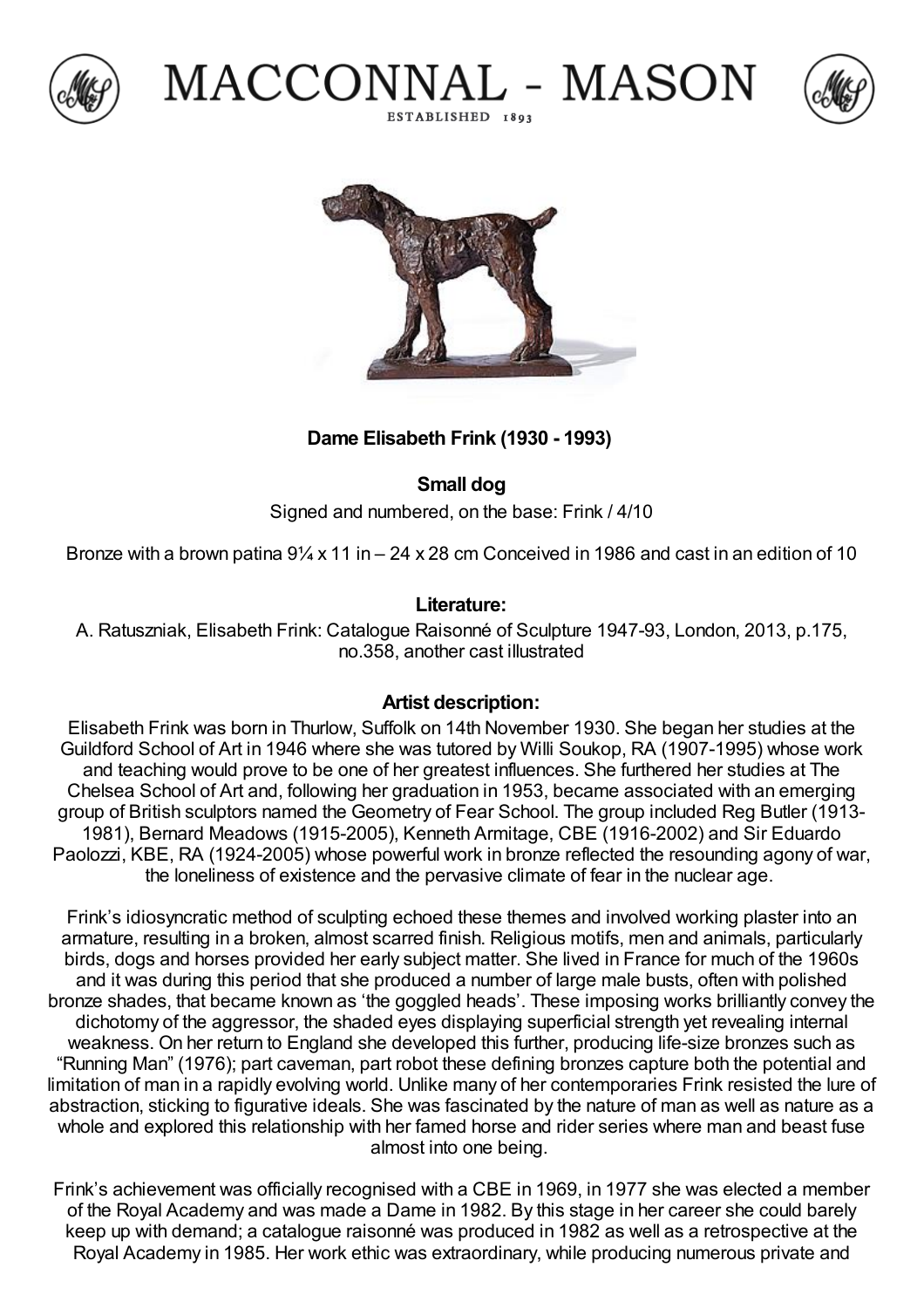# MACCONNAL - MASON

ESTABLISHED 1893

**Dame Elisabeth Frink (1930 - 1993)**

**Small dog**

Signed and numbered, on the base: Frink / 4/10

Bronze with a brown patina 9¼ x 11 in – 24 x 28 cm Conceived in 1986 and cast in an edition of 10

**Literature:**

A. Ratuszniak, Elisabeth Frink: Catalogue Raisonné of Sculpture 1947-93, London, 2013, p.175, no.358, another cast illustrated

**Artist description:**

Elisabeth Frink was born in Thurlow, Suffolk on 14th November 1930. She began her studies at the Guildford School of Art in 1946 where she was tutored by Willi Soukop, RA (1907-1995) whose work and teaching would prove to be one of her greatest influences. She furthered her studies at The Chelsea School of Art and, following her graduation in 1953, became associated with an emerging group of British sculptors named the Geometry of Fear School. The group included Reg Butler (1913-1981), Bernard Meadows (1915-2005), Kenneth Armitage, CBE (1916-2002) and Sir Eduardo Paolozzi, KBE, RA (1924-2005) whose powerful work in bronze reflected the resounding agony of war, the loneliness of existence and the pervasive climate of fear in the nuclear age.

Frink's idiosyncratic method of sculpting echoed these themes and involved working plaster into an armature, resulting in a broken, almost scarred finish. Religious motifs, men and animals, particularly birds, dogs and horses provided her early subject matter. She lived in France for much of the 1960s and it was during this period that she produced a number of large male busts, often with polished bronze shades, that became known as 'the goggled heads'. These imposing works brilliantly convey the dichotomy of the aggressor, the shaded eyes displaying superficial strength yet revealing internal weakness. On her return to England she developed this further, producing life-size bronzes such as "Running Man" (1976); part caveman, part robot these defining bronzes capture both the potential and limitation of man in a rapidly evolving world. Unlike many of her contemporaries Frink resisted the lure of abstraction, sticking to figurative ideals. She was fascinated by the nature of man as well as nature as a whole and explored this relationship with her famed horse and rider series where man and beast fuse almost into one being.

Frink's achievement was officially recognised with a CBE in 1969, in 1977 she was elected a member of the Royal Academy and was made a Dame in 1982. By this stage in her career she could barely keep up with demand; a catalogue raisonné was produced in 1982 as well as a retrospective at the Royal Academy in 1985. Her work ethic was extraordinary, while producing numerous private and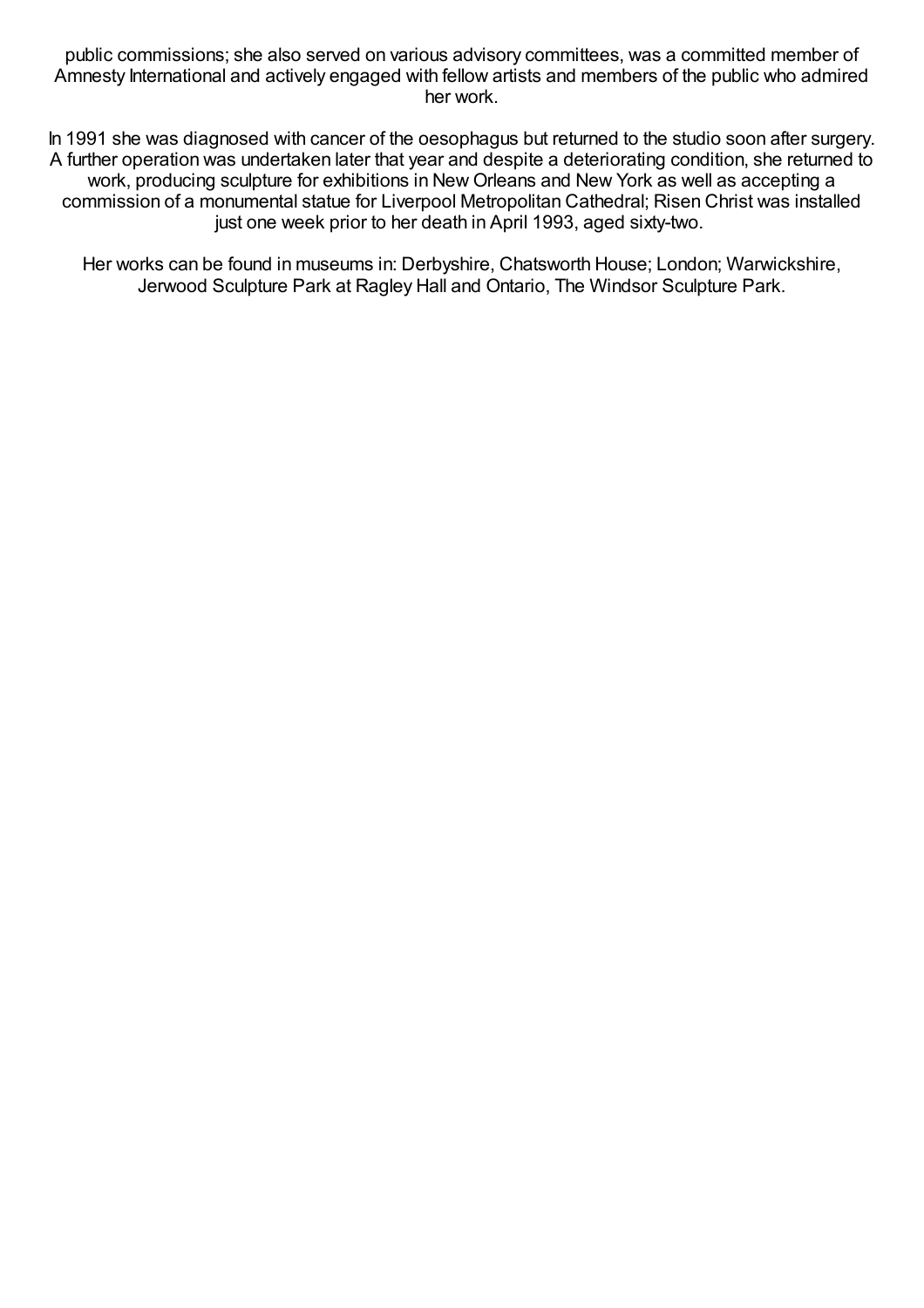public commissions; she also served on various advisory committees, was a committed member of Amnesty International and actively engaged with fellow artists and members of the public who admired her work.

In 1991 she was diagnosed with cancer of the oesophagus but returned to the studio soon after surgery. A further operation was undertaken later that year and despite a deteriorating condition, she returned to work, producing sculpture for exhibitions in New Orleans and New York as well as accepting a commission of a monumental statue for Liverpool Metropolitan Cathedral; Risen Christ was installed just one week prior to her death in April 1993, aged sixty-two.

Her works can be found in museums in: Derbyshire, Chatsworth House; London; Warwickshire, Jerwood Sculpture Park at Ragley Hall and Ontario, The Windsor Sculpture Park.